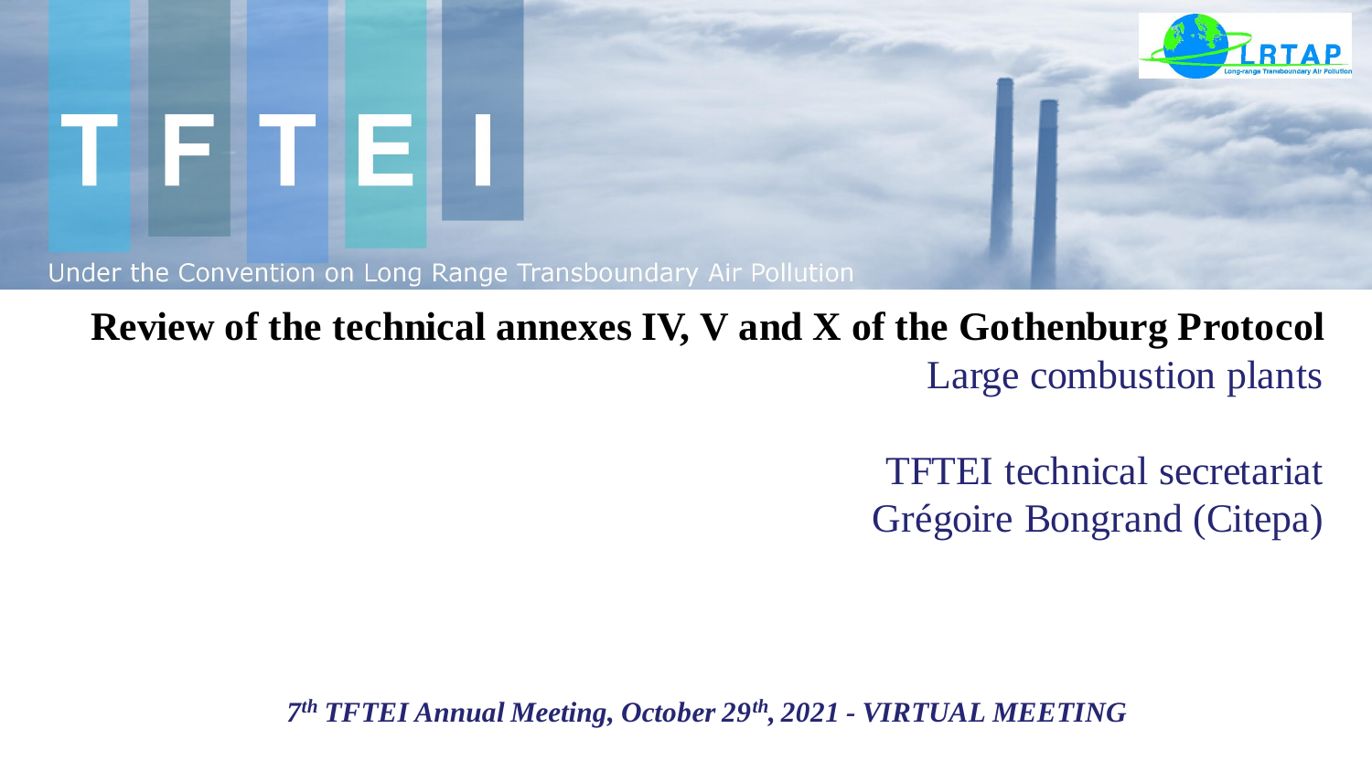# TFTEI

Under the Convention on Long Range Transboundary Air Pollution

LRTAP

Long-range Transboundary Air Pollution

**Review of the technical annexes IV, V and X of the Gothenburg Protocol**

Large combustion plants

TFTEI technical secretariat

Grégoire Bongrand (Citepa)

***7th TFTEI Annual Meeting, October 29th, 2021 - VIRTUAL MEETING***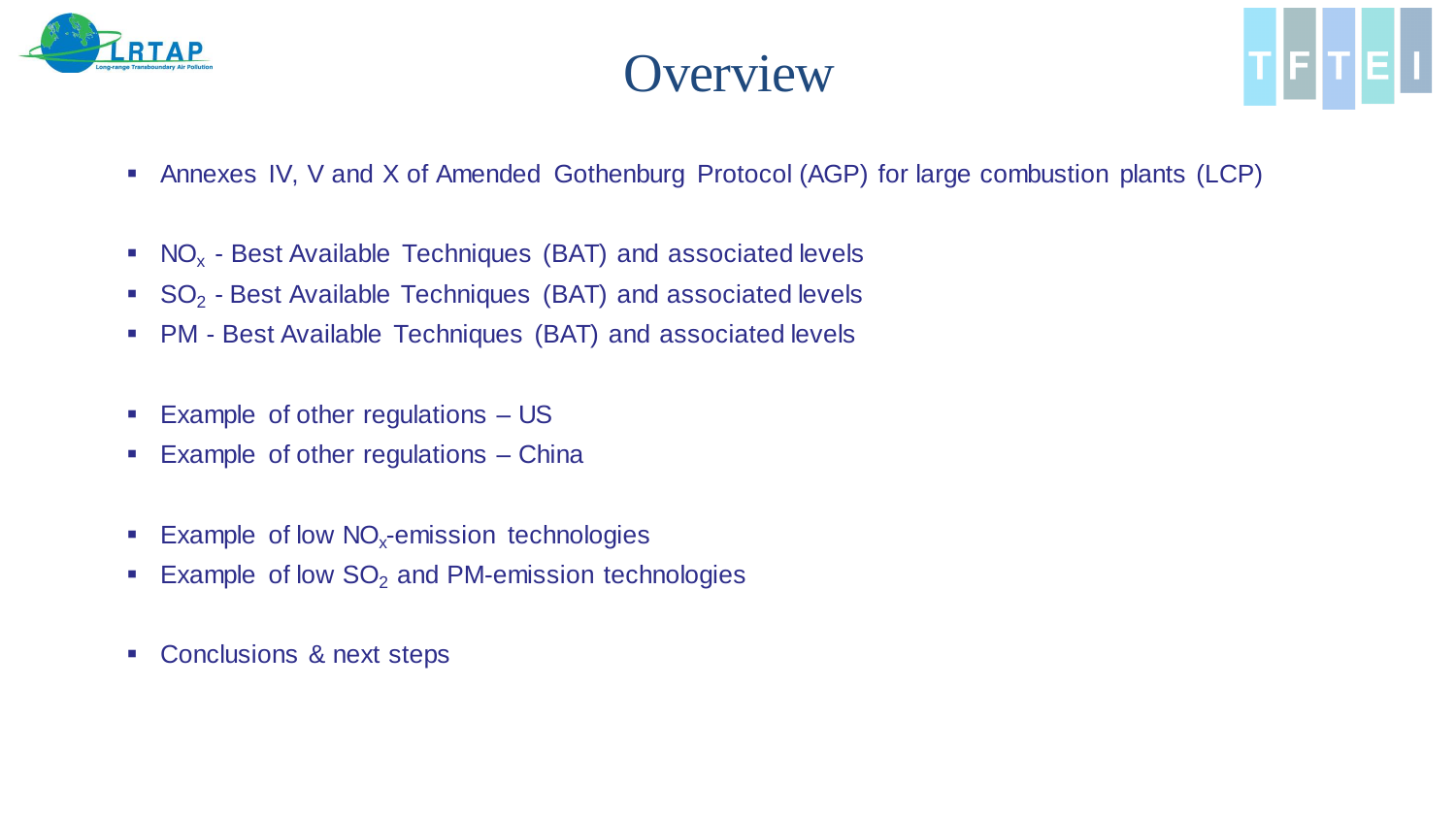# Overview

- Annexes IV, V and X of Amended Gothenburg Protocol (AGP) for large combustion plants (LCP)

- $NO_x$ - Best Available Techniques (BAT) and associated levels
- $SO_2$ - Best Available Techniques (BAT) and associated levels
- PM - Best Available Techniques (BAT) and associated levels

- Example of other regulations – US
- Example of other regulations – China

- Example of low $NO_x$-emission technologies
- Example of low $SO_2$ and PM-emission technologies

- Conclusions & next steps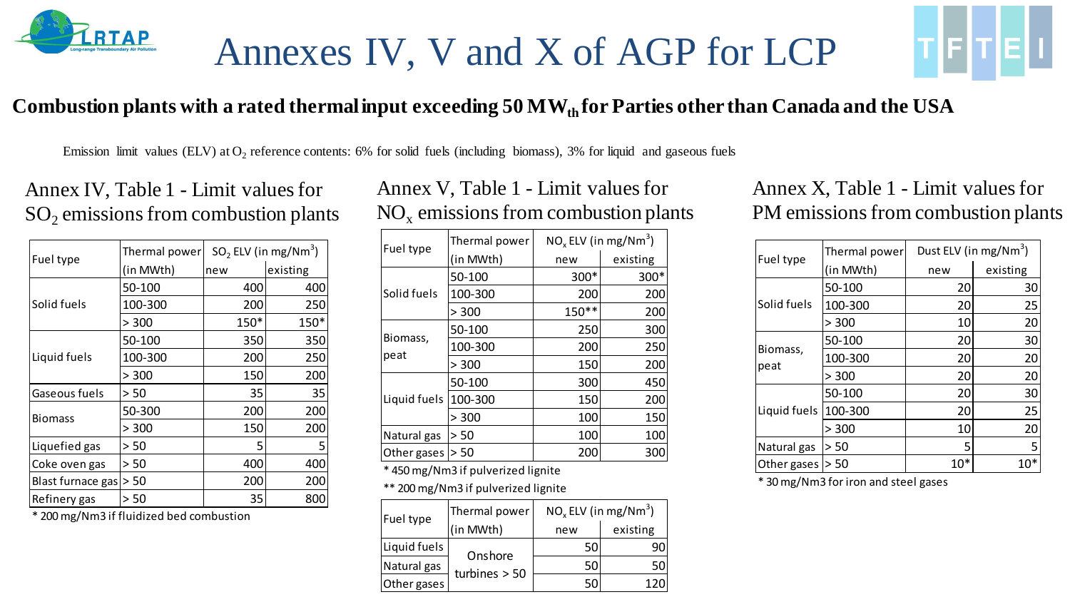# Annexes IV, V and X of AGP for LCP

**Combustion plants with a rated thermal input exceeding 50 $MW_{th}$ for Parties other than Canada and the USA**

Emission limit values (ELV) at $O_2$ reference contents: 6% for solid fuels (including biomass), 3% for liquid and gaseous fuels

## Annex IV, Table 1 - Limit values for $SO_2$ emissions from combustion plants

| Fuel type | Thermal power (in MWth) | $SO_2$ ELV (in $mg/Nm^3$) | |
|---|---|---|---|
| | | new | existing |
| Solid fuels | 50-100 | 400 | 400 |
| | 100-300 | 200 | 250 |
| | > 300 | 150* | 150* |
| Liquid fuels | 50-100 | 350 | 350 |
| | 100-300 | 200 | 250 |
| | > 300 | 150 | 200 |
| Gaseous fuels | > 50 | 35 | 35 |
| Biomass | 50-300 | 200 | 200 |
| | > 300 | 150 | 200 |
| Liquefied gas | > 50 | 5 | 5 |
| Coke oven gas | > 50 | 400 | 400 |
| Blast furnace gas | > 50 | 200 | 200 |
| Refinery gas | > 50 | 35 | 800 |

* 200 mg/Nm3 if fluidized bed combustion

## Annex V, Table 1 - Limit values for $NO_x$ emissions from combustion plants

| Fuel type | Thermal power (in MWth) | $NO_x$ ELV (in $mg/Nm^3$) | |
|---|---|---|---|
| | | new | existing |
| Solid fuels | 50-100 | 300* | 300* |
| | 100-300 | 200 | 200 |
| | > 300 | 150** | 200 |
| Biomass, peat | 50-100 | 250 | 300 |
| | 100-300 | 200 | 250 |
| | > 300 | 150 | 200 |
| Liquid fuels | 50-100 | 300 | 450 |
| | 100-300 | 150 | 200 |
| | > 300 | 100 | 150 |
| Natural gas | > 50 | 100 | 100 |
| Other gases | > 50 | 200 | 300 |

* 450 mg/Nm3 if pulverized lignite

** 200 mg/Nm3 if pulverized lignite

| Fuel type | Thermal power (in MWth) | $NO_x$ ELV (in $mg/Nm^3$) | |
|---|---|---|---|
| | | new | existing |
| Liquid fuels | Onshore turbines > 50 | 50 | 90 |
| Natural gas | | 50 | 50 |
| Other gases | | 50 | 120 |

## Annex X, Table 1 - Limit values for PM emissions from combustion plants

| Fuel type | Thermal power (in MWth) | Dust ELV (in $mg/Nm^3$) | |
|---|---|---|---|
| | | new | existing |
| Solid fuels | 50-100 | 20 | 30 |
| | 100-300 | 20 | 25 |
| | > 300 | 10 | 20 |
| Biomass, peat | 50-100 | 20 | 30 |
| | 100-300 | 20 | 20 |
| | > 300 | 20 | 20 |
| Liquid fuels | 50-100 | 20 | 30 |
| | 100-300 | 20 | 25 |
| | > 300 | 10 | 20 |
| Natural gas | > 50 | 5 | 5 |
| Other gases | > 50 | 10* | 10* |

* 30 mg/Nm3 for iron and steel gases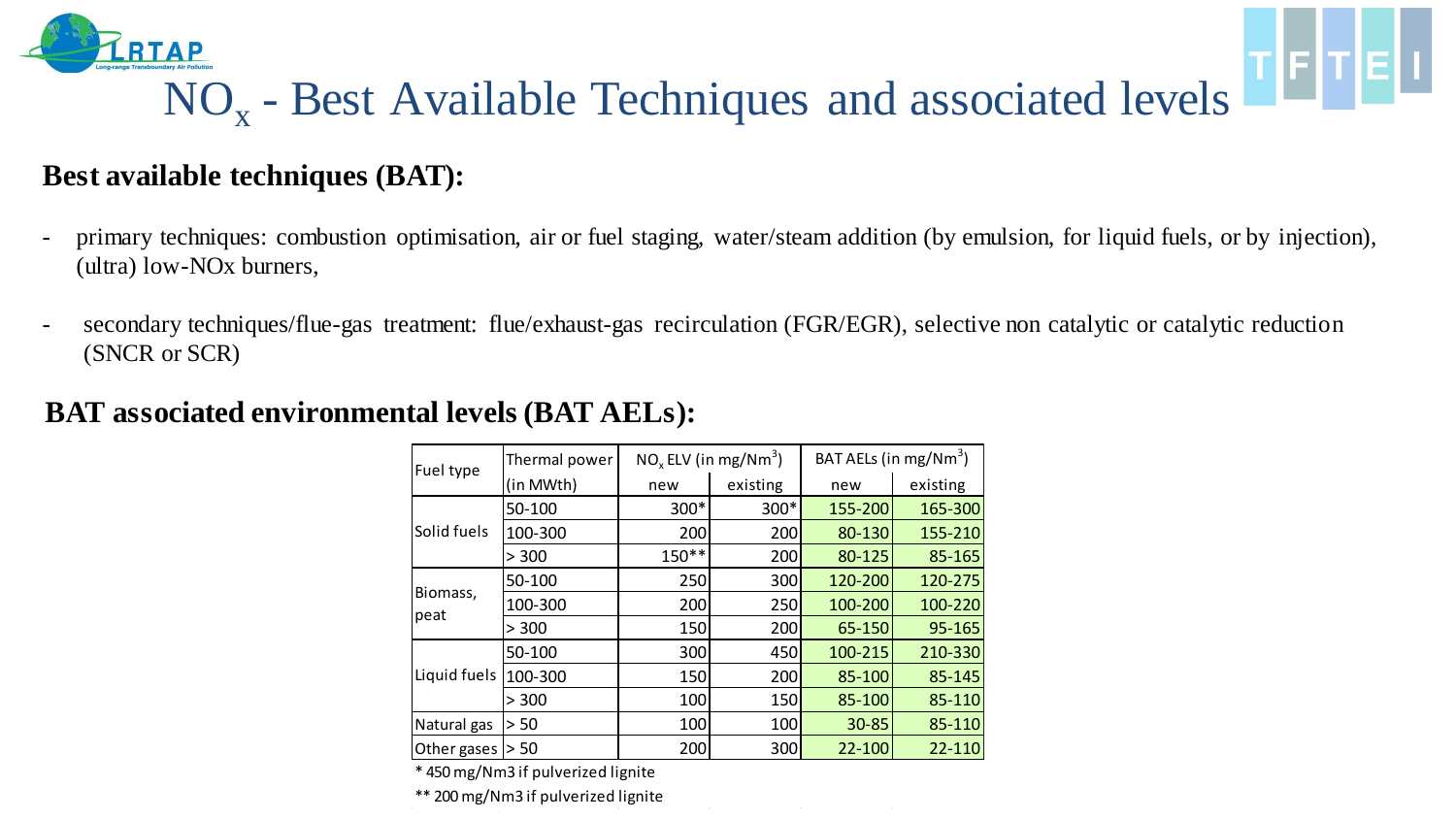# $NO_x$ - Best Available Techniques and associated levels

**Best available techniques (BAT):**

- primary techniques: combustion optimisation, air or fuel staging, water/steam addition (by emulsion, for liquid fuels, or by injection), (ultra) low-NOx burners,
- secondary techniques/flue-gas treatment: flue/exhaust-gas recirculation (FGR/EGR), selective non catalytic or catalytic reduction (SNCR or SCR)

**BAT associated environmental levels (BAT AELs):**

| Fuel type | Thermal power (in MWth) | $NO_x$ ELV (in mg/Nm$^3$) | | BAT AELs (in mg/Nm$^3$) | |
|---|---|---|---|---|---|
| | | new | existing | new | existing |
| Solid fuels | 50-100 | 300* | 300* | 155-200 | 165-300 |
| | 100-300 | 200 | 200 | 80-130 | 155-210 |
| | > 300 | 150** | 200 | 80-125 | 85-165 |
| Biomass, peat | 50-100 | 250 | 300 | 120-200 | 120-275 |
| | 100-300 | 200 | 250 | 100-200 | 100-220 |
| | > 300 | 150 | 200 | 65-150 | 95-165 |
| Liquid fuels | 50-100 | 300 | 450 | 100-215 | 210-330 |
| | 100-300 | 150 | 200 | 85-100 | 85-145 |
| | > 300 | 100 | 150 | 85-100 | 85-110 |
| Natural gas | > 50 | 100 | 100 | 30-85 | 85-110 |
| Other gases | > 50 | 200 | 300 | 22-100 | 22-110 |

* 450 mg/Nm3 if pulverized lignite

** 200 mg/Nm3 if pulverized lignite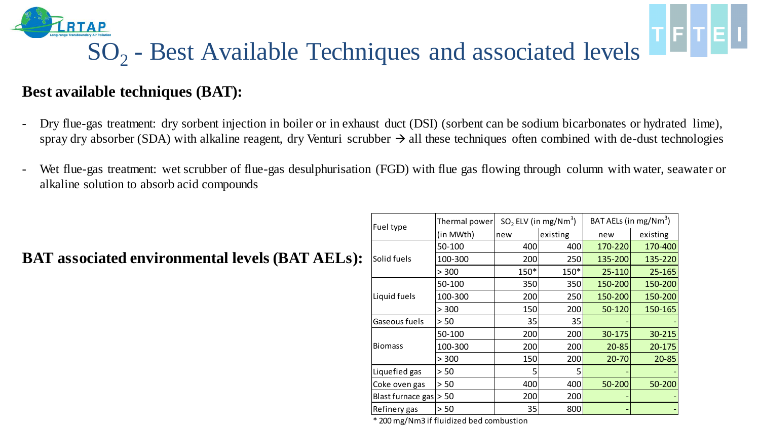# $SO_2$ - Best Available Techniques and associated levels

## Best available techniques (BAT):

- Dry flue-gas treatment: dry sorbent injection in boiler or in exhaust duct (DSI) (sorbent can be sodium bicarbonates or hydrated lime), spray dry absorber (SDA) with alkaline reagent, dry Venturi scrubber → all these techniques often combined with de-dust technologies
- Wet flue-gas treatment: wet scrubber of flue-gas desulphurisation (FGD) with flue gas flowing through column with water, seawater or alkaline solution to absorb acid compounds

## BAT associated environmental levels (BAT AELs):

| Fuel type | Thermal power (in MWth) | $SO_2$ ELV (in mg/Nm$^3$) | | BAT AELs (in mg/Nm$^3$) | |
|---|---|---|---|---|---|
| | | new | existing | new | existing |
| Solid fuels | 50-100 | 400 | 400 | 170-220 | 170-400 |
| | 100-300 | 200 | 250 | 135-200 | 135-220 |
| | > 300 | 150* | 150* | 25-110 | 25-165 |
| Liquid fuels | 50-100 | 350 | 350 | 150-200 | 150-200 |
| | 100-300 | 200 | 250 | 150-200 | 150-200 |
| | > 300 | 150 | 200 | 50-120 | 150-165 |
| Gaseous fuels | > 50 | 35 | 35 | - | - |
| Biomass | 50-100 | 200 | 200 | 30-175 | 30-215 |
| | 100-300 | 200 | 200 | 20-85 | 20-175 |
| | > 300 | 150 | 200 | 20-70 | 20-85 |
| Liquefied gas | > 50 | 5 | 5 | - | - |
| Coke oven gas | > 50 | 400 | 400 | 50-200 | 50-200 |
| Blast furnace gas | > 50 | 200 | 200 | - | - |
| Refinery gas | > 50 | 35 | 800 | - | - |

* 200 mg/Nm3 if fluidized bed combustion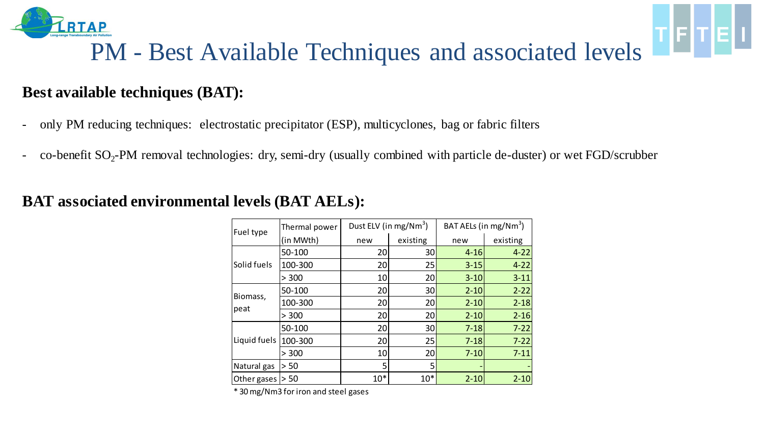# PM - Best Available Techniques and associated levels

## Best available techniques (BAT):

- only PM reducing techniques: electrostatic precipitator (ESP), multicyclones, bag or fabric filters
- co-benefit $SO_2$-PM removal technologies: dry, semi-dry (usually combined with particle de-duster) or wet FGD/scrubber

## BAT associated environmental levels (BAT AELs):

| Fuel type | Thermal power (in MWth) | Dust ELV (in $mg/Nm^3$) | | BAT AELs (in $mg/Nm^3$) | |
|---|---|---|---|---|---|
| | | new | existing | new | existing |
| Solid fuels | 50-100 | 20 | 30 | 4-16 | 4-22 |
| | 100-300 | 20 | 25 | 3-15 | 4-22 |
| | > 300 | 10 | 20 | 3-10 | 3-11 |
| Biomass, peat | 50-100 | 20 | 30 | 2-10 | 2-22 |
| | 100-300 | 20 | 20 | 2-10 | 2-18 |
| | > 300 | 20 | 20 | 2-10 | 2-16 |
| Liquid fuels | 50-100 | 20 | 30 | 7-18 | 7-22 |
| | 100-300 | 20 | 25 | 7-18 | 7-22 |
| | > 300 | 10 | 20 | 7-10 | 7-11 |
| Natural gas | > 50 | 5 | 5 | - | - |
| Other gases | > 50 | 10* | 10* | 2-10 | 2-10 |

* 30 mg/Nm3 for iron and steel gases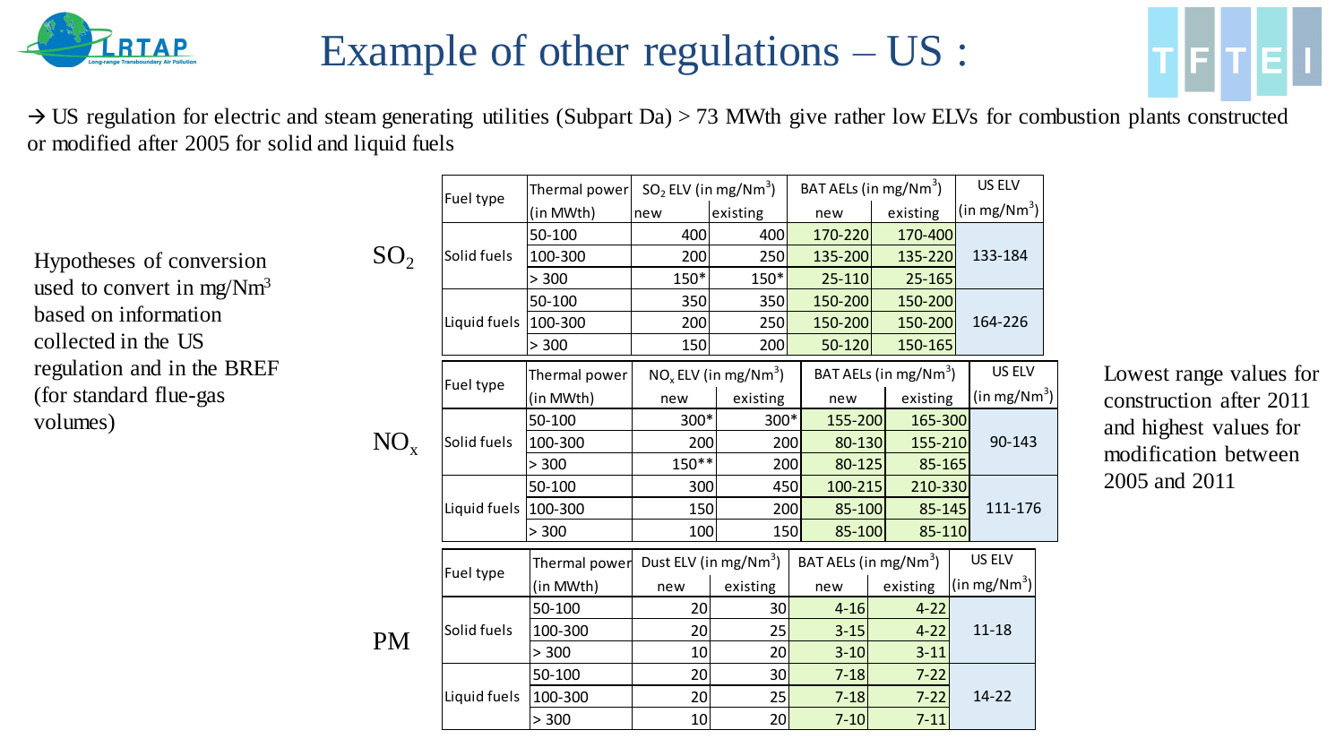# Example of other regulations – US :

→ US regulation for electric and steam generating utilities (Subpart Da) > 73 MWth give rather low ELVs for combustion plants constructed or modified after 2005 for solid and liquid fuels

Hypotheses of conversion used to convert in mg/Nm$^3$ based on information collected in the US regulation and in the BREF (for standard flue-gas volumes)

**$SO_2$**

| Fuel type | Thermal power (in MWth) | $SO_2$ ELV (in mg/Nm$^3$) new | $SO_2$ ELV (in mg/Nm$^3$) existing | BAT AELs (in mg/Nm$^3$) new | BAT AELs (in mg/Nm$^3$) existing | US ELV (in mg/Nm$^3$) |
|---|---|---|---|---|---|---|
| Solid fuels | 50-100 | 400 | 400 | 170-220 | 170-400 | 133-184 |
| | 100-300 | 200 | 250 | 135-200 | 135-220 | |
| | > 300 | 150* | 150* | 25-110 | 25-165 | |
| Liquid fuels | 50-100 | 350 | 350 | 150-200 | 150-200 | 164-226 |
| | 100-300 | 200 | 250 | 150-200 | 150-200 | |
| | > 300 | 150 | 200 | 50-120 | 150-165 | |

**$NO_x$**

| Fuel type | Thermal power (in MWth) | $NO_x$ ELV (in mg/Nm$^3$) new | $NO_x$ ELV (in mg/Nm$^3$) existing | BAT AELs (in mg/Nm$^3$) new | BAT AELs (in mg/Nm$^3$) existing | US ELV (in mg/Nm$^3$) |
|---|---|---|---|---|---|---|
| Solid fuels | 50-100 | 300* | 300* | 155-200 | 165-300 | 90-143 |
| | 100-300 | 200 | 200 | 80-130 | 155-210 | |
| | > 300 | 150** | 200 | 80-125 | 85-165 | |
| Liquid fuels | 50-100 | 300 | 450 | 100-215 | 210-330 | 111-176 |
| | 100-300 | 150 | 200 | 85-100 | 85-145 | |
| | > 300 | 100 | 150 | 85-100 | 85-110 | |

**PM**

| Fuel type | Thermal power (in MWth) | Dust ELV (in mg/Nm$^3$) new | Dust ELV (in mg/Nm$^3$) existing | BAT AELs (in mg/Nm$^3$) new | BAT AELs (in mg/Nm$^3$) existing | US ELV (in mg/Nm$^3$) |
|---|---|---|---|---|---|---|
| Solid fuels | 50-100 | 20 | 30 | 4-16 | 4-22 | 11-18 |
| | 100-300 | 20 | 25 | 3-15 | 4-22 | |
| | > 300 | 10 | 20 | 3-10 | 3-11 | |
| Liquid fuels | 50-100 | 20 | 30 | 7-18 | 7-22 | 14-22 |
| | 100-300 | 20 | 25 | 7-18 | 7-22 | |
| | > 300 | 10 | 20 | 7-10 | 7-11 | |

Lowest range values for construction after 2011 and highest values for modification between 2005 and 2011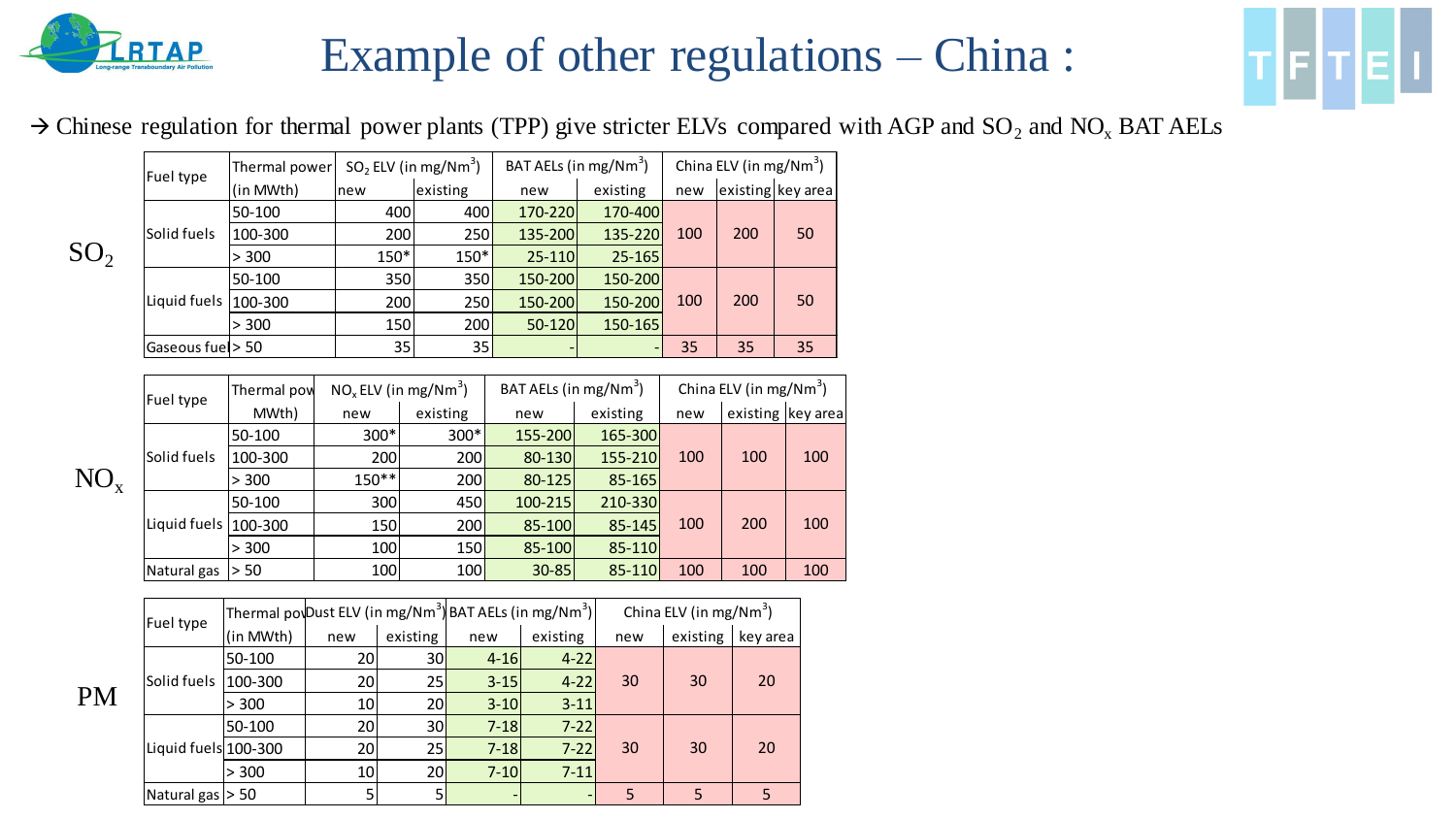# Example of other regulations – China :

→ Chinese regulation for thermal power plants (TPP) give stricter ELVs compared with AGP and $SO_2$ and $NO_x$ BAT AELs

**$SO_2$**

| Fuel type | Thermal power (in MWth) | $SO_2$ ELV (in mg/Nm$^3$) | | BAT AELs (in mg/Nm$^3$) | | China ELV (in mg/Nm$^3$) | | |
|---|---|---|---|---|---|---|---|---|
| | | new | existing | new | existing | new | existing | key area |
| Solid fuels | 50-100 | 400 | 400 | 170-220 | 170-400 | 100 | 200 | 50 |
| | 100-300 | 200 | 250 | 135-200 | 135-220 | | | |
| | > 300 | 150* | 150* | 25-110 | 25-165 | | | |
| Liquid fuels | 50-100 | 350 | 350 | 150-200 | 150-200 | 100 | 200 | 50 |
| | 100-300 | 200 | 250 | 150-200 | 150-200 | | | |
| | > 300 | 150 | 200 | 50-120 | 150-165 | | | |
| Gaseous fuel | > 50 | 35 | 35 | - | - | 35 | 35 | 35 |

**$NO_x$**

| Fuel type | Thermal power (in MWth) | $NO_x$ ELV (in mg/Nm$^3$) | | BAT AELs (in mg/Nm$^3$) | | China ELV (in mg/Nm$^3$) | | |
|---|---|---|---|---|---|---|---|---|
| | | new | existing | new | existing | new | existing | key area |
| Solid fuels | 50-100 | 300* | 300* | 155-200 | 165-300 | 100 | 100 | 100 |
| | 100-300 | 200 | 200 | 80-130 | 155-210 | | | |
| | > 300 | 150** | 200 | 80-125 | 85-165 | | | |
| Liquid fuels | 50-100 | 300 | 450 | 100-215 | 210-330 | 100 | 200 | 100 |
| | 100-300 | 150 | 200 | 85-100 | 85-145 | | | |
| | > 300 | 100 | 150 | 85-100 | 85-110 | | | |
| Natural gas | > 50 | 100 | 100 | 30-85 | 85-110 | 100 | 100 | 100 |

**PM**

| Fuel type | Thermal power (in MWth) | Dust ELV (in mg/Nm$^3$) | | BAT AELs (in mg/Nm$^3$) | | China ELV (in mg/Nm$^3$) | | |
|---|---|---|---|---|---|---|---|---|
| | | new | existing | new | existing | new | existing | key area |
| Solid fuels | 50-100 | 20 | 30 | 4-16 | 4-22 | 30 | 30 | 20 |
| | 100-300 | 20 | 25 | 3-15 | 4-22 | | | |
| | > 300 | 10 | 20 | 3-10 | 3-11 | | | |
| Liquid fuels | 50-100 | 20 | 30 | 7-18 | 7-22 | 30 | 30 | 20 |
| | 100-300 | 20 | 25 | 7-18 | 7-22 | | | |
| | > 300 | 10 | 20 | 7-10 | 7-11 | | | |
| Natural gas | > 50 | 5 | 5 | - | - | 5 | 5 | 5 |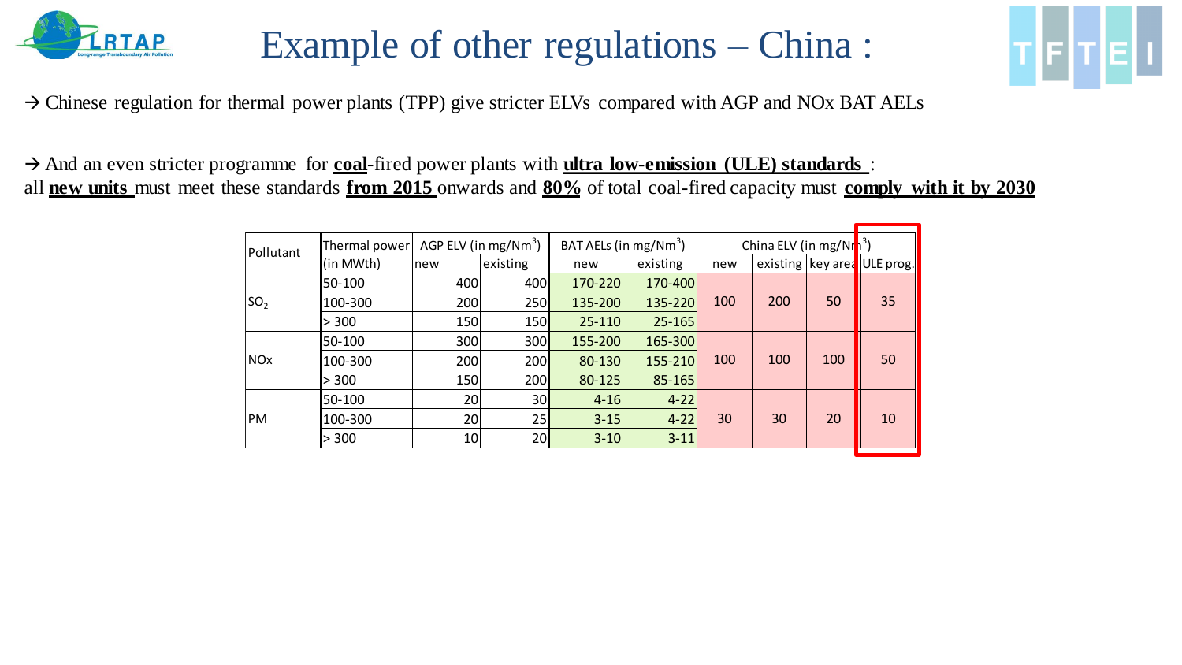# Example of other regulations – China :

→ Chinese regulation for thermal power plants (TPP) give stricter ELVs compared with AGP and NOx BAT AELs

→ And an even stricter programme for **<u>coal</u>**-fired power plants with **<u>ultra low-emission (ULE) standards</u>** : all **<u>new units</u>** must meet these standards **<u>from 2015</u>** onwards and **<u>80%</u>** of total coal-fired capacity must **<u>comply with it by 2030</u>**

| Pollutant | Thermal power (in MWth) | AGP ELV (in mg/Nm$^3$) | | BAT AELs (in mg/Nm$^3$) | | China ELV (in mg/Nm$^3$) | | | |
|---|---|---|---|---|---|---|---|---|---|
| | | new | existing | new | existing | new | existing | key area | ULE prog. |
| $SO_2$ | 50-100 | 400 | 400 | 170-220 | 170-400 | 100 | 200 | 50 | 35 |
| | 100-300 | 200 | 250 | 135-200 | 135-220 | | | | |
| | > 300 | 150 | 150 | 25-110 | 25-165 | | | | |
| NOx | 50-100 | 300 | 300 | 155-200 | 165-300 | 100 | 100 | 100 | 50 |
| | 100-300 | 200 | 200 | 80-130 | 155-210 | | | | |
| | > 300 | 150 | 200 | 80-125 | 85-165 | | | | |
| PM | 50-100 | 20 | 30 | 4-16 | 4-22 | 30 | 30 | 20 | 10 |
| | 100-300 | 20 | 25 | 3-15 | 4-22 | | | | |
| | > 300 | 10 | 20 | 3-10 | 3-11 | | | | |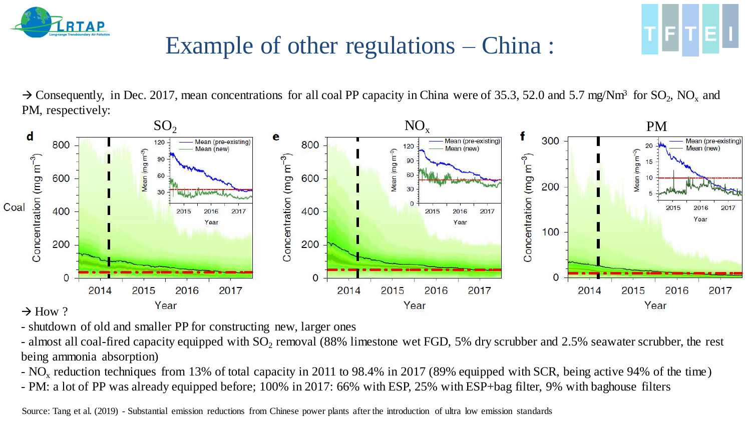# Example of other regulations – China :

→ Consequently, in Dec. 2017, mean concentrations for all coal PP capacity in China were of 35.3, 52.0 and 5.7 mg/Nm$^3$ for $SO_2$, $NO_x$ and PM, respectively:

→ How ?

- shutdown of old and smaller PP for constructing new, larger ones
- almost all coal-fired capacity equipped with $SO_2$ removal (88% limestone wet FGD, 5% dry scrubber and 2.5% seawater scrubber, the rest being ammonia absorption)
- $NO_x$ reduction techniques from 13% of total capacity in 2011 to 98.4% in 2017 (89% equipped with SCR, being active 94% of the time)
- PM: a lot of PP was already equipped before; 100% in 2017: 66% with ESP, 25% with ESP+bag filter, 9% with baghouse filters

Source: Tang et al. (2019) - Substantial emission reductions from Chinese power plants after the introduction of ultra low emission standards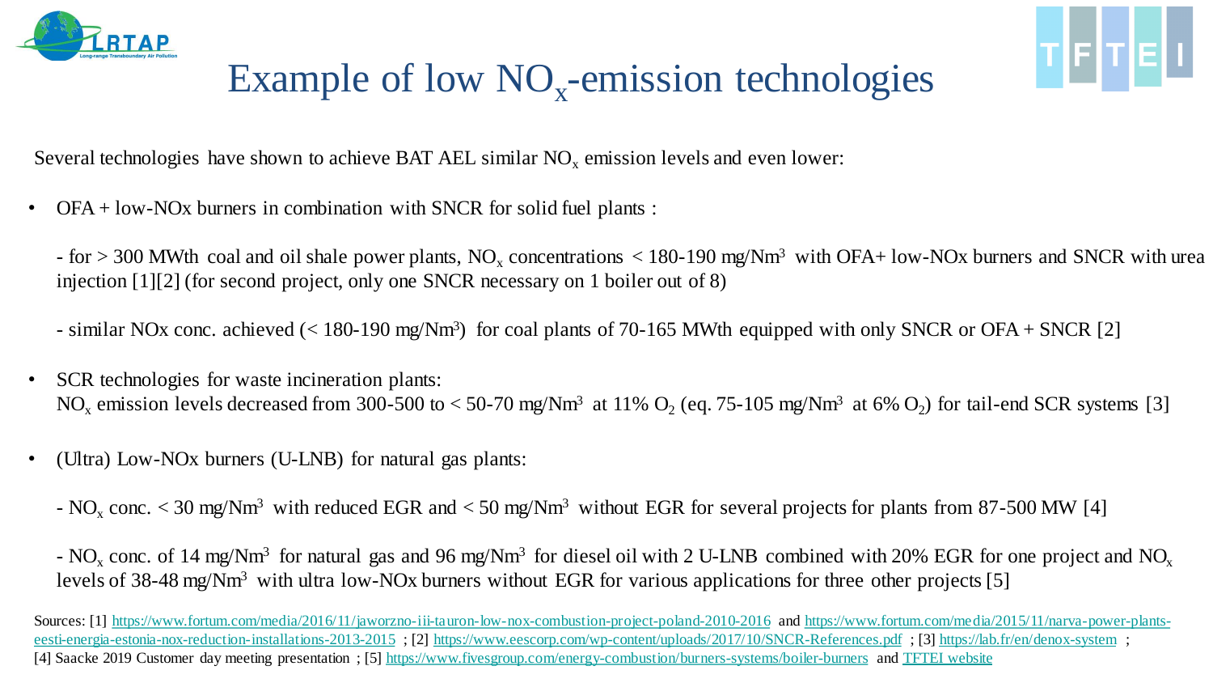# Example of low $NO_x$-emission technologies

Several technologies have shown to achieve BAT AEL similar $NO_x$ emission levels and even lower:

- OFA + low-NOx burners in combination with SNCR for solid fuel plants :

  - for > 300 MWth coal and oil shale power plants, $NO_x$ concentrations < 180-190 mg/Nm$^3$ with OFA+ low-NOx burners and SNCR with urea injection [1][2] (for second project, only one SNCR necessary on 1 boiler out of 8)

  - similar NOx conc. achieved (< 180-190 mg/Nm$^3$) for coal plants of 70-165 MWth equipped with only SNCR or OFA + SNCR [2]

- SCR technologies for waste incineration plants:
  $NO_x$ emission levels decreased from 300-500 to < 50-70 mg/Nm$^3$ at 11% $O_2$ (eq. 75-105 mg/Nm$^3$ at 6% $O_2$) for tail-end SCR systems [3]

- (Ultra) Low-NOx burners (U-LNB) for natural gas plants:

  - $NO_x$ conc. < 30 mg/Nm$^3$ with reduced EGR and < 50 mg/Nm$^3$ without EGR for several projects for plants from 87-500 MW [4]

  - $NO_x$ conc. of 14 mg/Nm$^3$ for natural gas and 96 mg/Nm$^3$ for diesel oil with 2 U-LNB combined with 20% EGR for one project and $NO_x$ levels of 38-48 mg/Nm$^3$ with ultra low-NOx burners without EGR for various applications for three other projects [5]

Sources: [1] https://www.fortum.com/media/2016/11/jaworzno-iii-tauron-low-nox-combustion-project-poland-2010-2016 and https://www.fortum.com/media/2015/11/narva-power-plants-eesti-energia-estonia-nox-reduction-installations-2013-2015 ; [2] https://www.eescorp.com/wp-content/uploads/2017/10/SNCR-References.pdf ; [3] https://lab.fr/en/denox-system ; [4] Saacke 2019 Customer day meeting presentation ; [5] https://www.fivesgroup.com/energy-combustion/burners-systems/boiler-burners and TFTEI website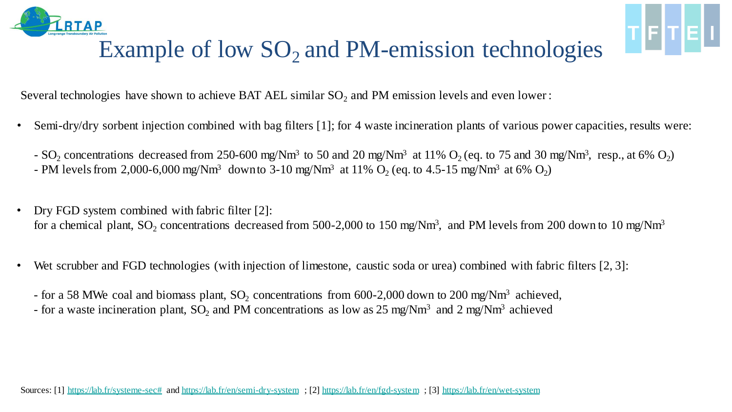# Example of low $SO_2$ and PM-emission technologies

Several technologies have shown to achieve BAT AEL similar $SO_2$ and PM emission levels and even lower:

- Semi-dry/dry sorbent injection combined with bag filters [1]; for 4 waste incineration plants of various power capacities, results were:

  - $SO_2$ concentrations decreased from 250-600 mg/Nm$^3$ to 50 and 20 mg/Nm$^3$ at 11% $O_2$ (eq. to 75 and 30 mg/Nm$^3$, resp., at 6% $O_2$)
  - PM levels from 2,000-6,000 mg/Nm$^3$ down to 3-10 mg/Nm$^3$ at 11% $O_2$ (eq. to 4.5-15 mg/Nm$^3$ at 6% $O_2$)

- Dry FGD system combined with fabric filter [2]:
  for a chemical plant, $SO_2$ concentrations decreased from 500-2,000 to 150 mg/Nm$^3$, and PM levels from 200 down to 10 mg/Nm$^3$

- Wet scrubber and FGD technologies (with injection of limestone, caustic soda or urea) combined with fabric filters [2, 3]:

  - for a 58 MWe coal and biomass plant, $SO_2$ concentrations from 600-2,000 down to 200 mg/Nm$^3$ achieved,
  - for a waste incineration plant, $SO_2$ and PM concentrations as low as 25 mg/Nm$^3$ and 2 mg/Nm$^3$ achieved

Sources: [1] https://lab.fr/systeme-sec# and https://lab.fr/en/semi-dry-system ; [2] https://lab.fr/en/fgd-system ; [3] https://lab.fr/en/wet-system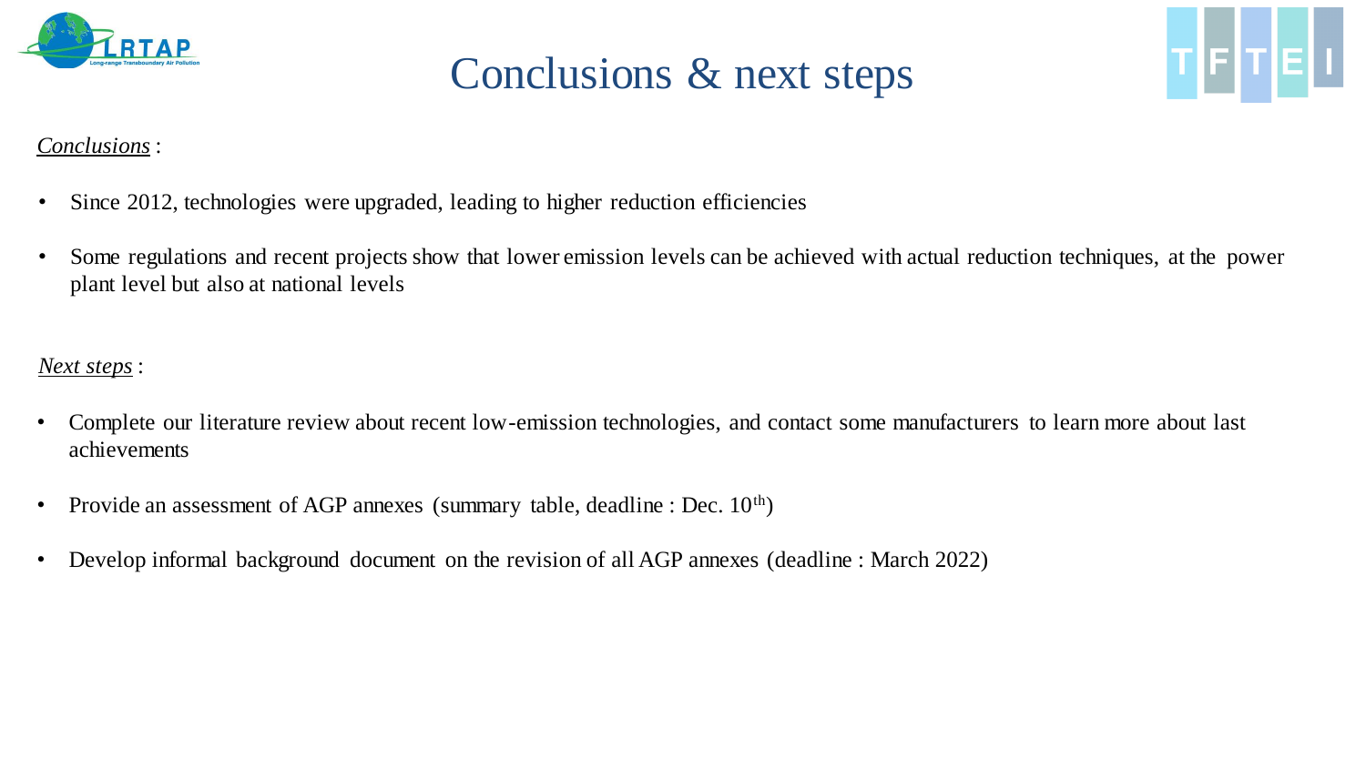# Conclusions & next steps

*Conclusions* :

- Since 2012, technologies were upgraded, leading to higher reduction efficiencies
- Some regulations and recent projects show that lower emission levels can be achieved with actual reduction techniques, at the power plant level but also at national levels

*Next steps* :

- Complete our literature review about recent low-emission technologies, and contact some manufacturers to learn more about last achievements
- Provide an assessment of AGP annexes (summary table, deadline : Dec. 10th)
- Develop informal background document on the revision of all AGP annexes (deadline : March 2022)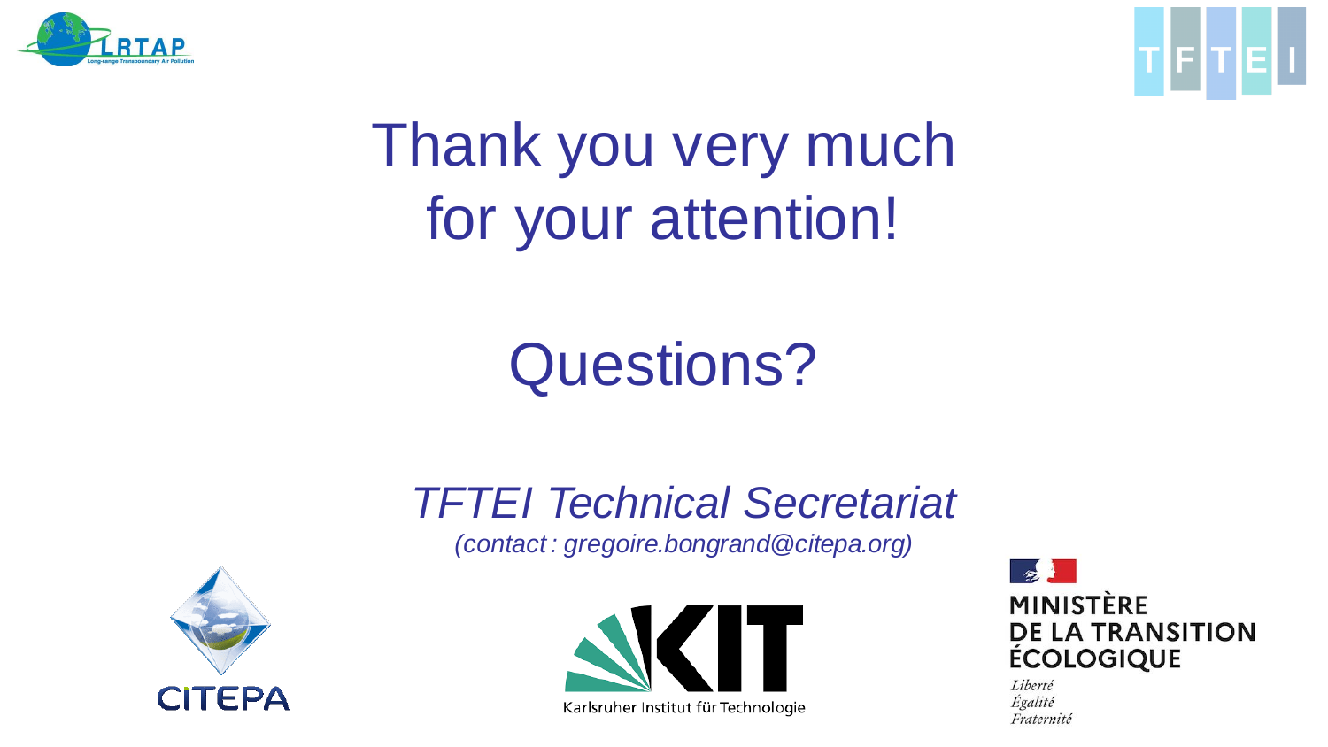# Thank you very much for your attention!

# Questions?

*TFTEI Technical Secretariat*

*(contact : gregoire.bongrand@citepa.org)*